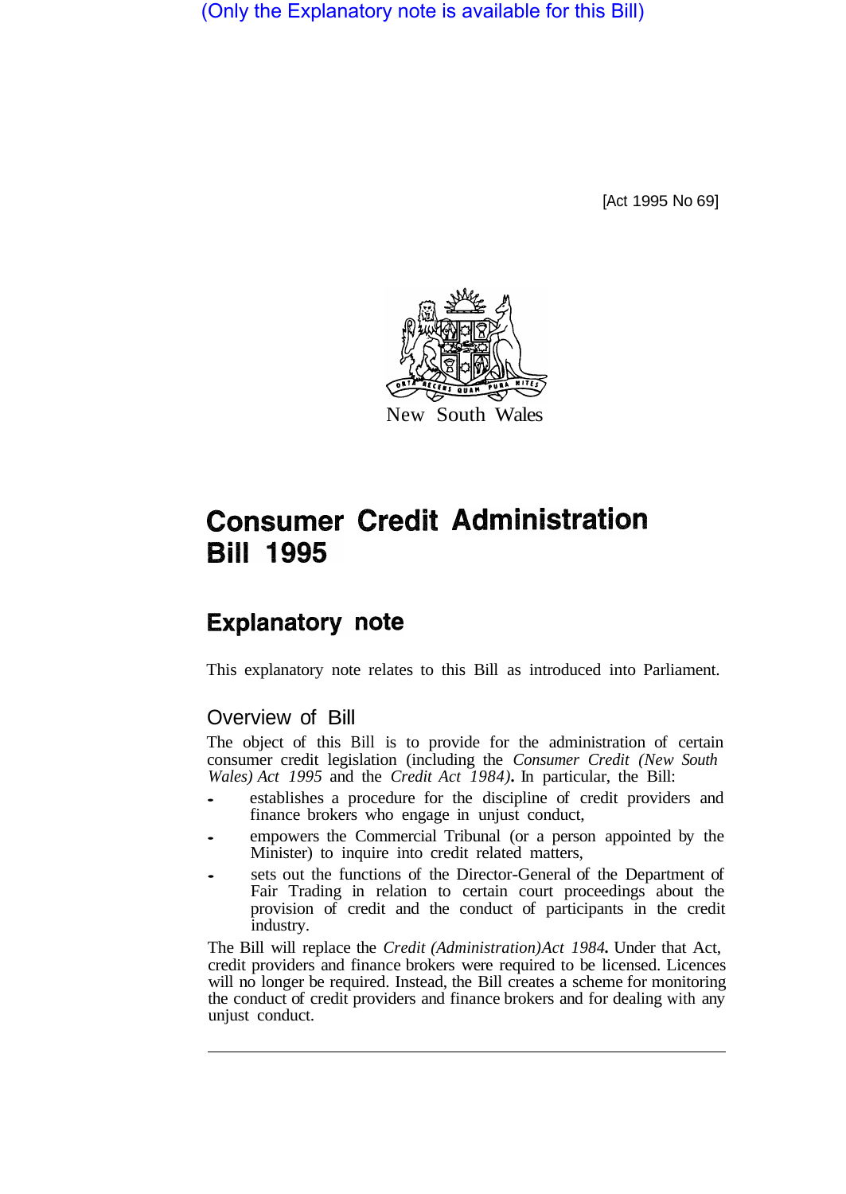(Only the Explanatory note is available for this Bill)

[Act 1995 No 69]

New South Wales

# Consumer Credit Administration Bill 1995

## Explanatory note

This explanatory note relates to this Bill as introduced into Parliament.

### Overview of Bill

The object of this Bill is to provide for the administration of certain consumer credit legislation (including the *Consumer Credit (New South Wales) Act 1995* and the *Credit Act 1984)***.** In particular, the Bill:

- establishes a procedure for the discipline of credit providers and finance brokers who engage in unjust conduct,
- empowers the Commercial Tribunal (or a person appointed by the Minister) to inquire into credit related matters,
- sets out the functions of the Director-General of the Department of Fair Trading in relation to certain court proceedings about the provision of credit and the conduct of participants in the credit industry.

The Bill will replace the *Credit (Administration)Act 1984***.** Under that Act, credit providers and finance brokers were required to be licensed. Licences will no longer be required. Instead, the Bill creates a scheme for monitoring the conduct of credit providers and finance brokers and for dealing with any unjust conduct.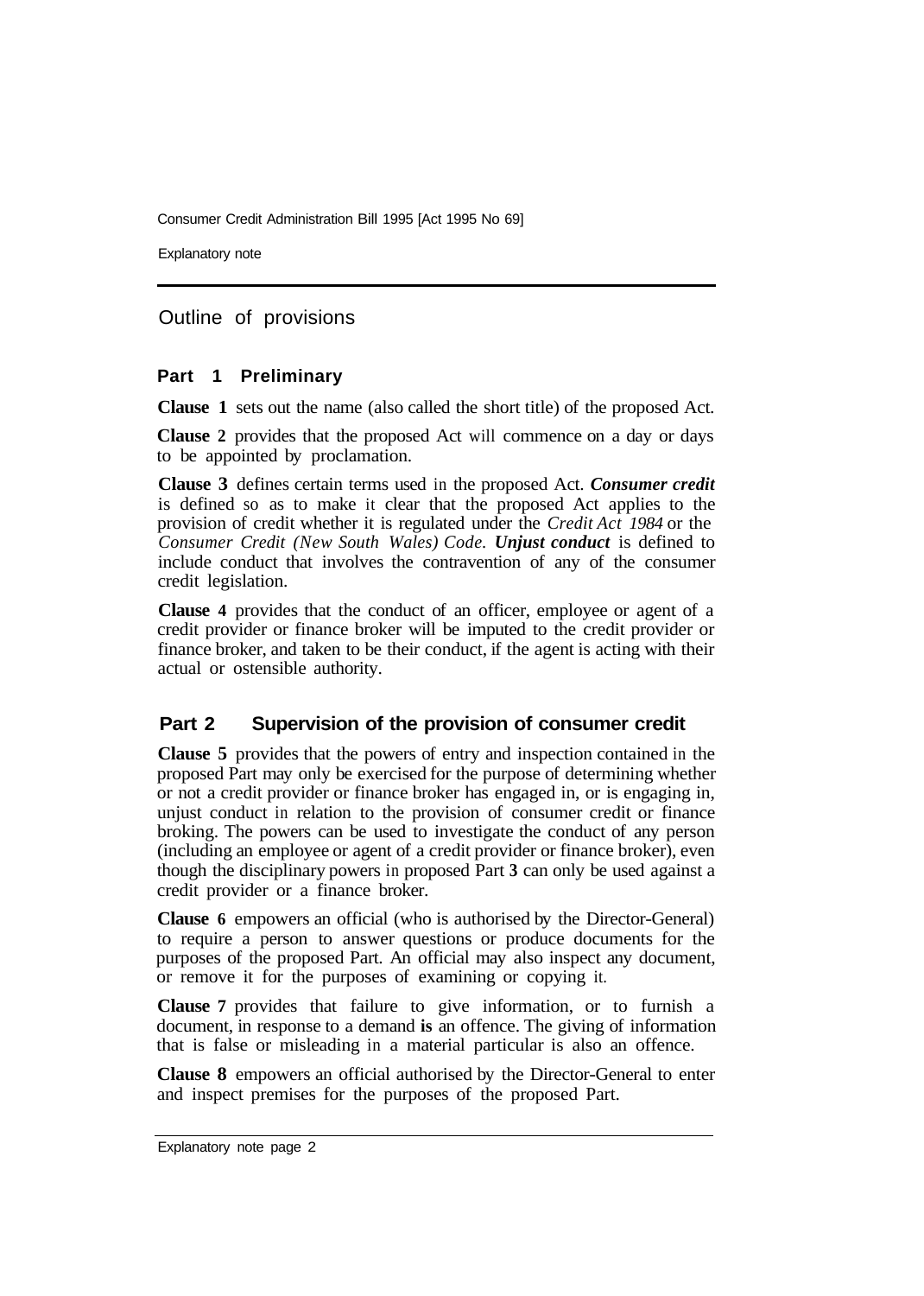## Outline of provisions

### Part 1 Preliminary

**Clause 1** sets out the name (also called the short title) of the proposed Act.

**Clause 2** provides that the proposed Act will commence on a day or days to be appointed by proclamation.

**Clause 3** defines certain terms used in the proposed Act. ***Consumer credit*** is defined so as to make it clear that the proposed Act applies to the provision of credit whether it is regulated under the *Credit Act 1984* or the *Consumer Credit (New South Wales) Code*. ***Unjust conduct*** is defined to include conduct that involves the contravention of any of the consumer credit legislation.

**Clause 4** provides that the conduct of an officer, employee or agent of a credit provider or finance broker will be imputed to the credit provider or finance broker, and taken to be their conduct, if the agent is acting with their actual or ostensible authority.

### Part 2 Supervision of the provision of consumer credit

**Clause 5** provides that the powers of entry and inspection contained in the proposed Part may only be exercised for the purpose of determining whether or not a credit provider or finance broker has engaged in, or is engaging in, unjust conduct in relation to the provision of consumer credit or finance broking. The powers can be used to investigate the conduct of any person (including an employee or agent of a credit provider or finance broker), even though the disciplinary powers in proposed Part **3** can only be used against a credit provider or a finance broker.

**Clause 6** empowers an official (who is authorised by the Director-General) to require a person to answer questions or produce documents for the purposes of the proposed Part. An official may also inspect any document, or remove it for the purposes of examining or copying it.

**Clause 7** provides that failure to give information, or to furnish a document, in response to a demand **is** an offence. The giving of information that is false or misleading in a material particular is also an offence.

**Clause 8** empowers an official authorised by the Director-General to enter and inspect premises for the purposes of the proposed Part.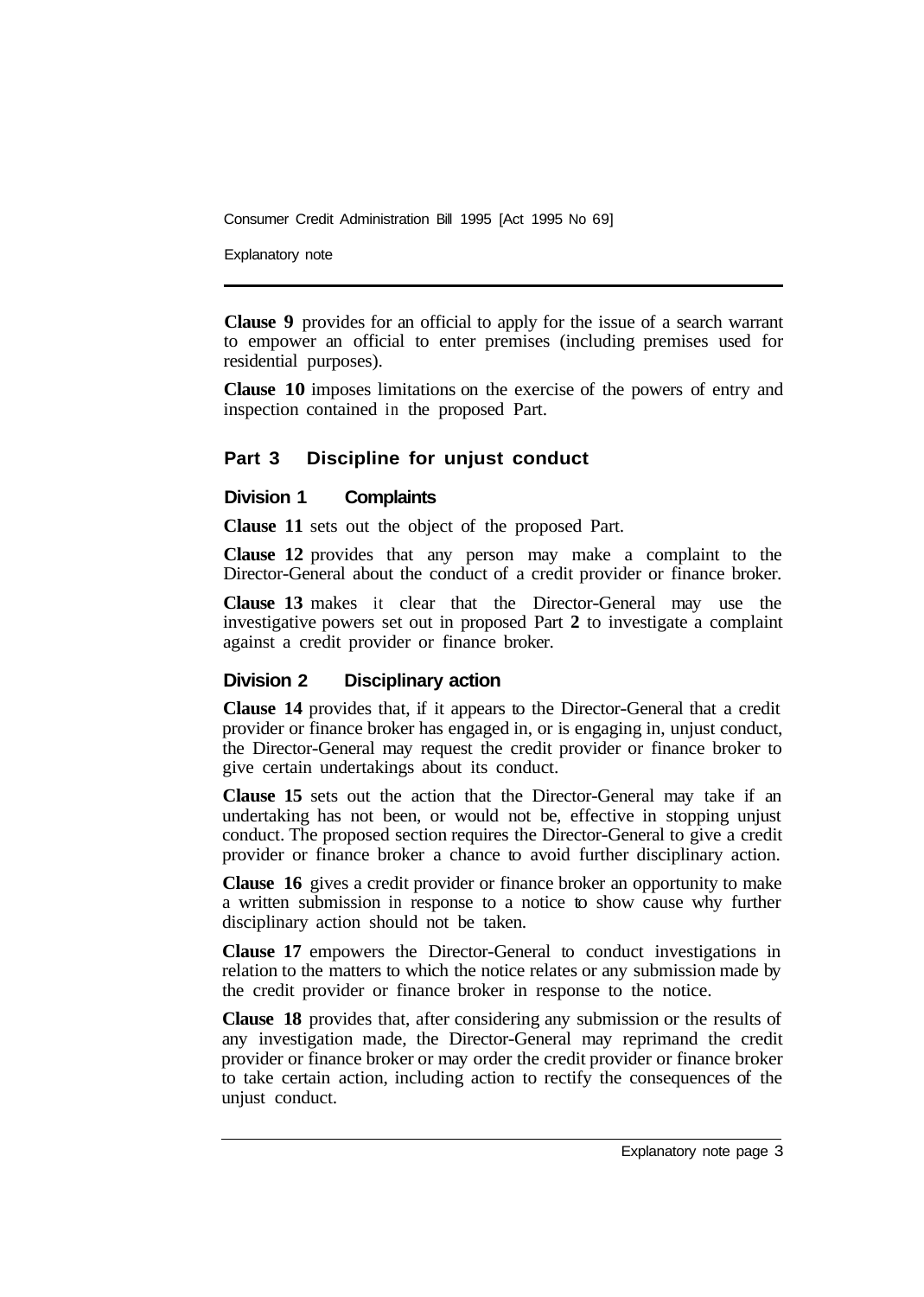**Clause 9** provides for an official to apply for the issue of a search warrant to empower an official to enter premises (including premises used for residential purposes).

**Clause 10** imposes limitations on the exercise of the powers of entry and inspection contained in the proposed Part.

## Part 3 Discipline for unjust conduct

### Division 1 Complaints

**Clause 11** sets out the object of the proposed Part.

**Clause 12** provides that any person may make a complaint to the Director-General about the conduct of a credit provider or finance broker.

**Clause 13** makes it clear that the Director-General may use the investigative powers set out in proposed Part **2** to investigate a complaint against a credit provider or finance broker.

### Division 2 Disciplinary action

**Clause 14** provides that, if it appears to the Director-General that a credit provider or finance broker has engaged in, or is engaging in, unjust conduct, the Director-General may request the credit provider or finance broker to give certain undertakings about its conduct.

**Clause 15** sets out the action that the Director-General may take if an undertaking has not been, or would not be, effective in stopping unjust conduct. The proposed section requires the Director-General to give a credit provider or finance broker a chance to avoid further disciplinary action.

**Clause 16** gives a credit provider or finance broker an opportunity to make a written submission in response to a notice to show cause why further disciplinary action should not be taken.

**Clause 17** empowers the Director-General to conduct investigations in relation to the matters to which the notice relates or any submission made by the credit provider or finance broker in response to the notice.

**Clause 18** provides that, after considering any submission or the results of any investigation made, the Director-General may reprimand the credit provider or finance broker or may order the credit provider or finance broker to take certain action, including action to rectify the consequences of the unjust conduct.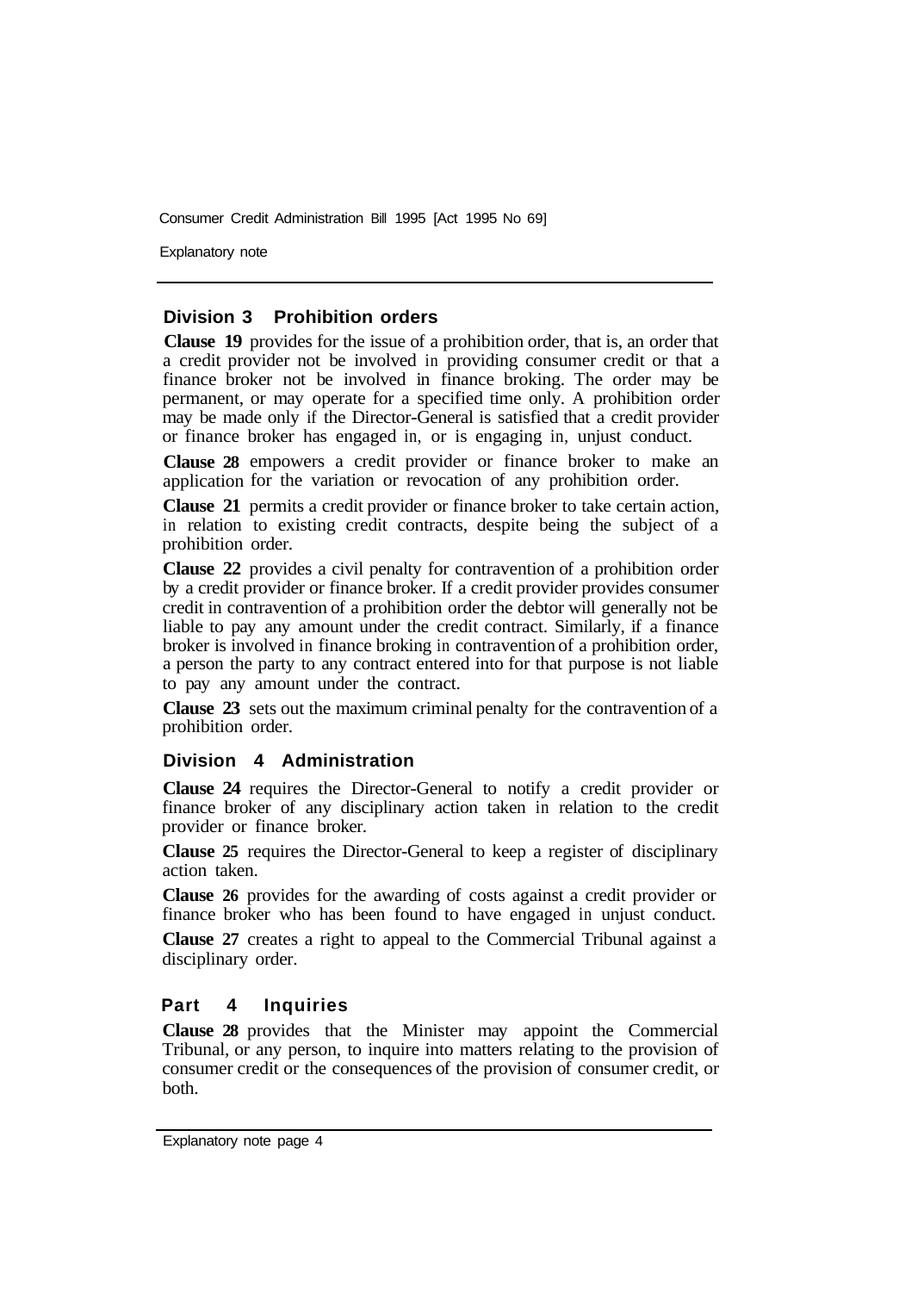## Division 3 Prohibition orders

**Clause 19** provides for the issue of a prohibition order, that is, an order that a credit provider not be involved in providing consumer credit or that a finance broker not be involved in finance broking. The order may be permanent, or may operate for a specified time only. A prohibition order may be made only if the Director-General is satisfied that a credit provider or finance broker has engaged in, or is engaging in, unjust conduct.

**Clause 28** empowers a credit provider or finance broker to make an application for the variation or revocation of any prohibition order.

**Clause 21** permits a credit provider or finance broker to take certain action, in relation to existing credit contracts, despite being the subject of a prohibition order.

**Clause 22** provides a civil penalty for contravention of a prohibition order by a credit provider or finance broker. If a credit provider provides consumer credit in contravention of a prohibition order the debtor will generally not be liable to pay any amount under the credit contract. Similarly, if a finance broker is involved in finance broking in contravention of a prohibition order, a person the party to any contract entered into for that purpose is not liable to pay any amount under the contract.

**Clause 23** sets out the maximum criminal penalty for the contravention of a prohibition order.

## Division 4 Administration

**Clause 24** requires the Director-General to notify a credit provider or finance broker of any disciplinary action taken in relation to the credit provider or finance broker.

**Clause 25** requires the Director-General to keep a register of disciplinary action taken.

**Clause 26** provides for the awarding of costs against a credit provider or finance broker who has been found to have engaged in unjust conduct.

**Clause 27** creates a right to appeal to the Commercial Tribunal against a disciplinary order.

## Part 4 Inquiries

**Clause 28** provides that the Minister may appoint the Commercial Tribunal, or any person, to inquire into matters relating to the provision of consumer credit or the consequences of the provision of consumer credit, or both.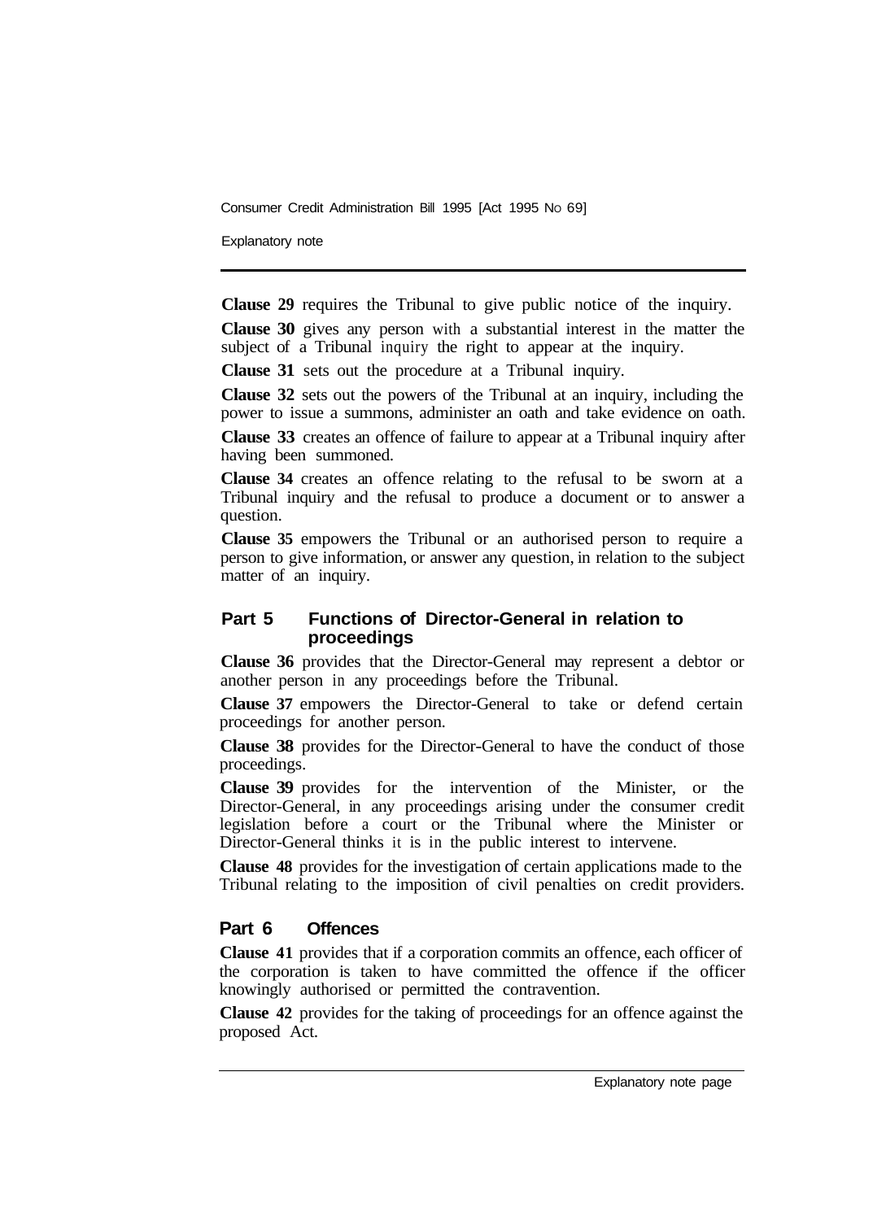**Clause 29** requires the Tribunal to give public notice of the inquiry.

**Clause 30** gives any person with a substantial interest in the matter the subject of a Tribunal inquiry the right to appear at the inquiry.

**Clause 31** sets out the procedure at a Tribunal inquiry.

**Clause 32** sets out the powers of the Tribunal at an inquiry, including the power to issue a summons, administer an oath and take evidence on oath.

**Clause 33** creates an offence of failure to appear at a Tribunal inquiry after having been summoned.

**Clause 34** creates an offence relating to the refusal to be sworn at a Tribunal inquiry and the refusal to produce a document or to answer a question.

**Clause 35** empowers the Tribunal or an authorised person to require a person to give information, or answer any question, in relation to the subject matter of an inquiry.

## Part 5 Functions of Director-General in relation to proceedings

**Clause 36** provides that the Director-General may represent a debtor or another person in any proceedings before the Tribunal.

**Clause 37** empowers the Director-General to take or defend certain proceedings for another person.

**Clause 38** provides for the Director-General to have the conduct of those proceedings.

**Clause 39** provides for the intervention of the Minister, or the Director-General, in any proceedings arising under the consumer credit legislation before a court or the Tribunal where the Minister or Director-General thinks it is in the public interest to intervene.

**Clause 48** provides for the investigation of certain applications made to the Tribunal relating to the imposition of civil penalties on credit providers.

## Part 6 Offences

**Clause 41** provides that if a corporation commits an offence, each officer of the corporation is taken to have committed the offence if the officer knowingly authorised or permitted the contravention.

**Clause 42** provides for the taking of proceedings for an offence against the proposed Act.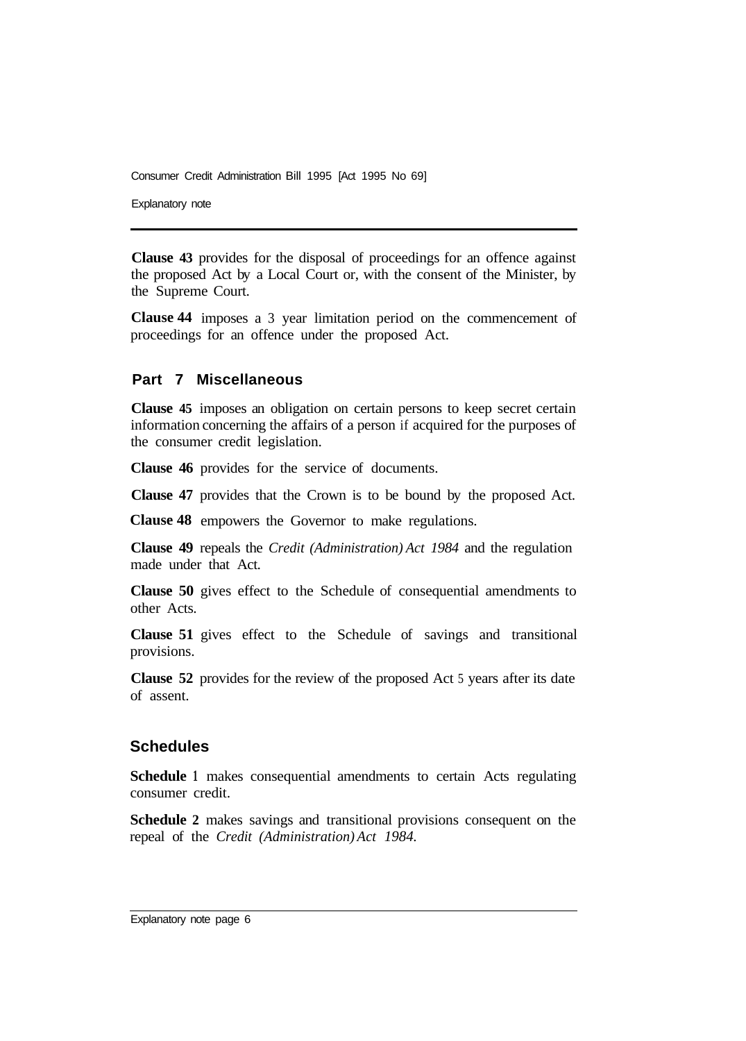**Clause 43** provides for the disposal of proceedings for an offence against the proposed Act by a Local Court or, with the consent of the Minister, by the Supreme Court.

**Clause 44** imposes a 3 year limitation period on the commencement of proceedings for an offence under the proposed Act.

## Part 7 Miscellaneous

**Clause 45** imposes an obligation on certain persons to keep secret certain information concerning the affairs of a person if acquired for the purposes of the consumer credit legislation.

**Clause 46** provides for the service of documents.

**Clause 47** provides that the Crown is to be bound by the proposed Act.

**Clause 48** empowers the Governor to make regulations.

**Clause 49** repeals the *Credit (Administration) Act 1984* and the regulation made under that Act.

**Clause 50** gives effect to the Schedule of consequential amendments to other Acts.

**Clause 51** gives effect to the Schedule of savings and transitional provisions.

**Clause 52** provides for the review of the proposed Act 5 years after its date of assent.

## Schedules

**Schedule 1** makes consequential amendments to certain Acts regulating consumer credit.

**Schedule 2** makes savings and transitional provisions consequent on the repeal of the *Credit (Administration) Act 1984.*